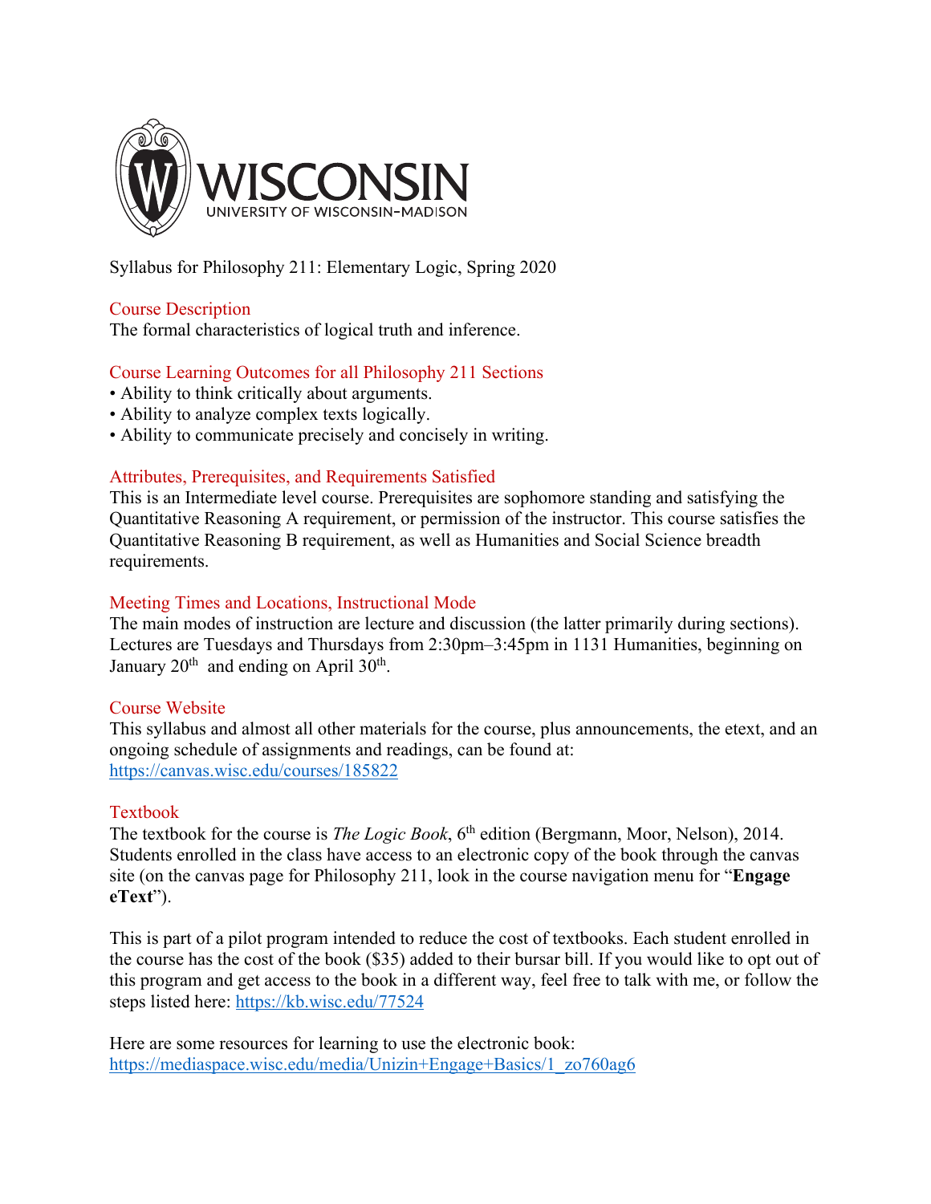WISCONSIN
UNIVERSITY OF WISCONSIN–MADISON

Syllabus for Philosophy 211: Elementary Logic, Spring 2020

## Course Description

The formal characteristics of logical truth and inference.

## Course Learning Outcomes for all Philosophy 211 Sections

- Ability to think critically about arguments.
- Ability to analyze complex texts logically.
- Ability to communicate precisely and concisely in writing.

## Attributes, Prerequisites, and Requirements Satisfied

This is an Intermediate level course. Prerequisites are sophomore standing and satisfying the Quantitative Reasoning A requirement, or permission of the instructor. This course satisfies the Quantitative Reasoning B requirement, as well as Humanities and Social Science breadth requirements.

## Meeting Times and Locations, Instructional Mode

The main modes of instruction are lecture and discussion (the latter primarily during sections). Lectures are Tuesdays and Thursdays from 2:30pm–3:45pm in 1131 Humanities, beginning on January 20th and ending on April 30th.

## Course Website

This syllabus and almost all other materials for the course, plus announcements, the etext, and an ongoing schedule of assignments and readings, can be found at: https://canvas.wisc.edu/courses/185822

## Textbook

The textbook for the course is *The Logic Book*, 6th edition (Bergmann, Moor, Nelson), 2014. Students enrolled in the class have access to an electronic copy of the book through the canvas site (on the canvas page for Philosophy 211, look in the course navigation menu for "**Engage eText**").

This is part of a pilot program intended to reduce the cost of textbooks. Each student enrolled in the course has the cost of the book ($35) added to their bursar bill. If you would like to opt out of this program and get access to the book in a different way, feel free to talk with me, or follow the steps listed here: https://kb.wisc.edu/77524

Here are some resources for learning to use the electronic book: https://mediaspace.wisc.edu/media/Unizin+Engage+Basics/1_zo760ag6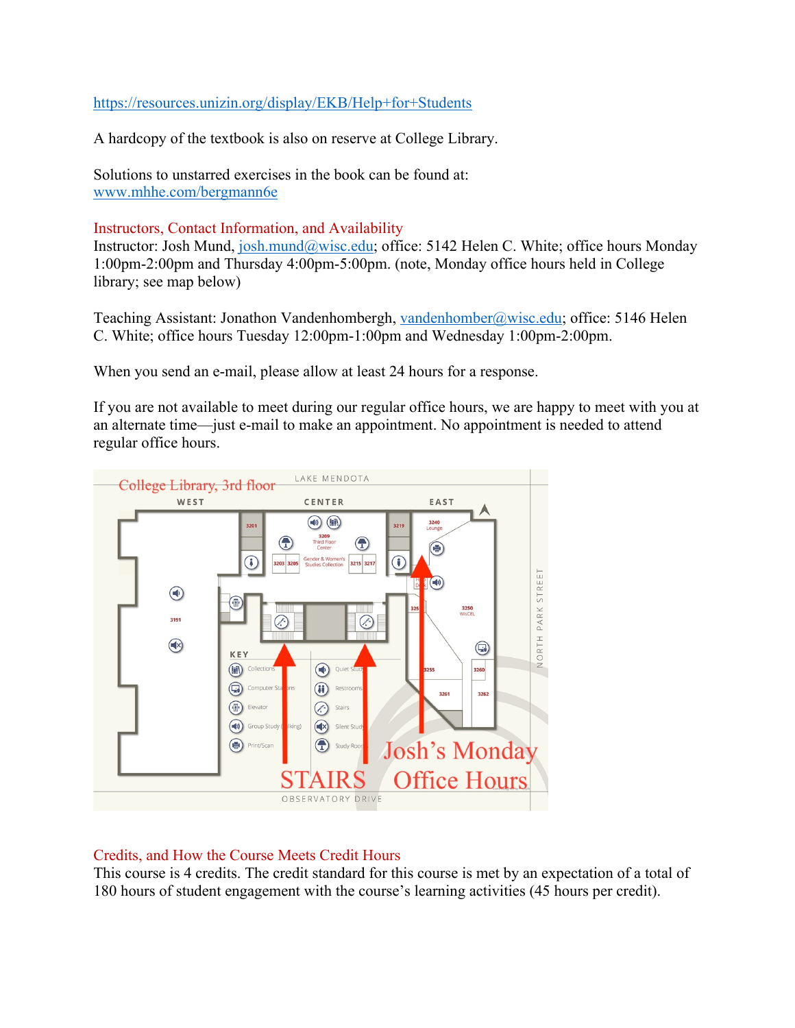https://resources.unizin.org/display/EKB/Help+for+Students

A hardcopy of the textbook is also on reserve at College Library.

Solutions to unstarred exercises in the book can be found at:
www.mhhe.com/bergmann6e

## Instructors, Contact Information, and Availability

Instructor: Josh Mund, josh.mund@wisc.edu; office: 5142 Helen C. White; office hours Monday 1:00pm-2:00pm and Thursday 4:00pm-5:00pm. (note, Monday office hours held in College library; see map below)

Teaching Assistant: Jonathon Vandenhombergh, vandenhomber@wisc.edu; office: 5146 Helen C. White; office hours Tuesday 12:00pm-1:00pm and Wednesday 1:00pm-2:00pm.

When you send an e-mail, please allow at least 24 hours for a response.

If you are not available to meet during our regular office hours, we are happy to meet with you at an alternate time—just e-mail to make an appointment. No appointment is needed to attend regular office hours.

College Library, 3rd floor

LAKE MENDOTA

WEST CENTER EAST

KEY: Collections, Computer Stations, Elevator, Group Study (talking), Print/Scan, Quiet Study, Restrooms, Stairs, Silent Study, Study Room

STAIRS

Josh's Monday Office Hours

OBSERVATORY DRIVE

NORTH PARK STREET

## Credits, and How the Course Meets Credit Hours

This course is 4 credits. The credit standard for this course is met by an expectation of a total of 180 hours of student engagement with the course's learning activities (45 hours per credit).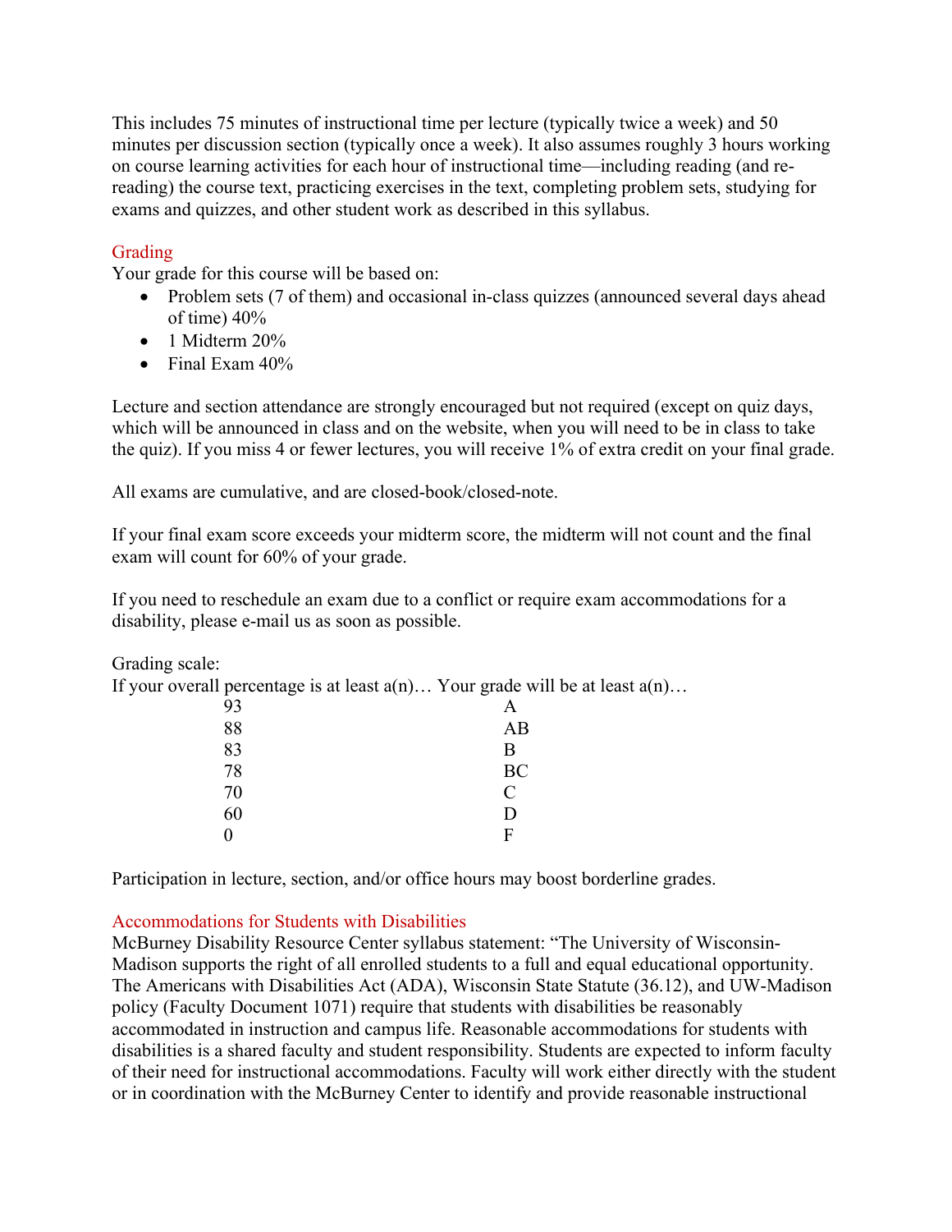This includes 75 minutes of instructional time per lecture (typically twice a week) and 50 minutes per discussion section (typically once a week). It also assumes roughly 3 hours working on course learning activities for each hour of instructional time—including reading (and re-reading) the course text, practicing exercises in the text, completing problem sets, studying for exams and quizzes, and other student work as described in this syllabus.

## Grading

Your grade for this course will be based on:

- Problem sets (7 of them) and occasional in-class quizzes (announced several days ahead of time) 40%
- 1 Midterm 20%
- Final Exam 40%

Lecture and section attendance are strongly encouraged but not required (except on quiz days, which will be announced in class and on the website, when you will need to be in class to take the quiz). If you miss 4 or fewer lectures, you will receive 1% of extra credit on your final grade.

All exams are cumulative, and are closed-book/closed-note.

If your final exam score exceeds your midterm score, the midterm will not count and the final exam will count for 60% of your grade.

If you need to reschedule an exam due to a conflict or require exam accommodations for a disability, please e-mail us as soon as possible.

Grading scale:

| If your overall percentage is at least a(n)… | Your grade will be at least a(n)… |
|---|---|
| 93 | A |
| 88 | AB |
| 83 | B |
| 78 | BC |
| 70 | C |
| 60 | D |
| 0 | F |

Participation in lecture, section, and/or office hours may boost borderline grades.

## Accommodations for Students with Disabilities

McBurney Disability Resource Center syllabus statement: "The University of Wisconsin-Madison supports the right of all enrolled students to a full and equal educational opportunity. The Americans with Disabilities Act (ADA), Wisconsin State Statute (36.12), and UW-Madison policy (Faculty Document 1071) require that students with disabilities be reasonably accommodated in instruction and campus life. Reasonable accommodations for students with disabilities is a shared faculty and student responsibility. Students are expected to inform faculty of their need for instructional accommodations. Faculty will work either directly with the student or in coordination with the McBurney Center to identify and provide reasonable instructional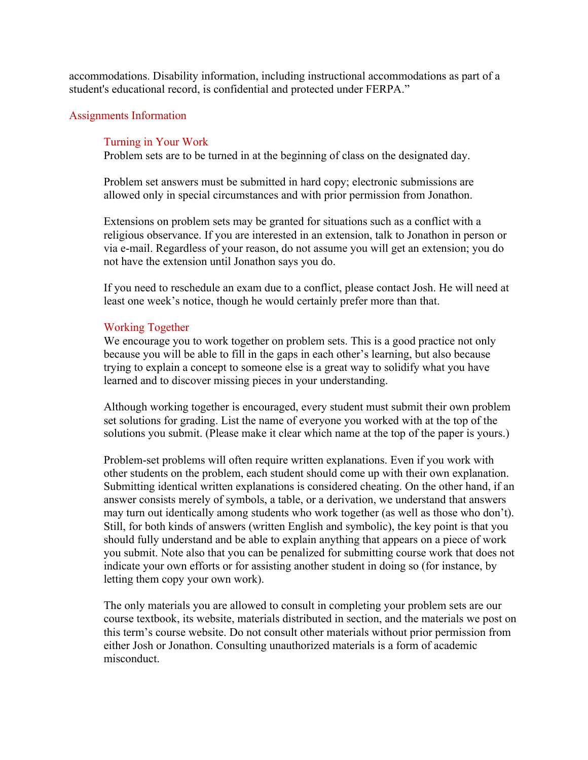accommodations. Disability information, including instructional accommodations as part of a student's educational record, is confidential and protected under FERPA."

## Assignments Information

### Turning in Your Work

Problem sets are to be turned in at the beginning of class on the designated day.

Problem set answers must be submitted in hard copy; electronic submissions are allowed only in special circumstances and with prior permission from Jonathon.

Extensions on problem sets may be granted for situations such as a conflict with a religious observance. If you are interested in an extension, talk to Jonathon in person or via e-mail. Regardless of your reason, do not assume you will get an extension; you do not have the extension until Jonathon says you do.

If you need to reschedule an exam due to a conflict, please contact Josh. He will need at least one week's notice, though he would certainly prefer more than that.

### Working Together

We encourage you to work together on problem sets. This is a good practice not only because you will be able to fill in the gaps in each other's learning, but also because trying to explain a concept to someone else is a great way to solidify what you have learned and to discover missing pieces in your understanding.

Although working together is encouraged, every student must submit their own problem set solutions for grading. List the name of everyone you worked with at the top of the solutions you submit. (Please make it clear which name at the top of the paper is yours.)

Problem-set problems will often require written explanations. Even if you work with other students on the problem, each student should come up with their own explanation. Submitting identical written explanations is considered cheating. On the other hand, if an answer consists merely of symbols, a table, or a derivation, we understand that answers may turn out identically among students who work together (as well as those who don't). Still, for both kinds of answers (written English and symbolic), the key point is that you should fully understand and be able to explain anything that appears on a piece of work you submit. Note also that you can be penalized for submitting course work that does not indicate your own efforts or for assisting another student in doing so (for instance, by letting them copy your own work).

The only materials you are allowed to consult in completing your problem sets are our course textbook, its website, materials distributed in section, and the materials we post on this term's course website. Do not consult other materials without prior permission from either Josh or Jonathon. Consulting unauthorized materials is a form of academic misconduct.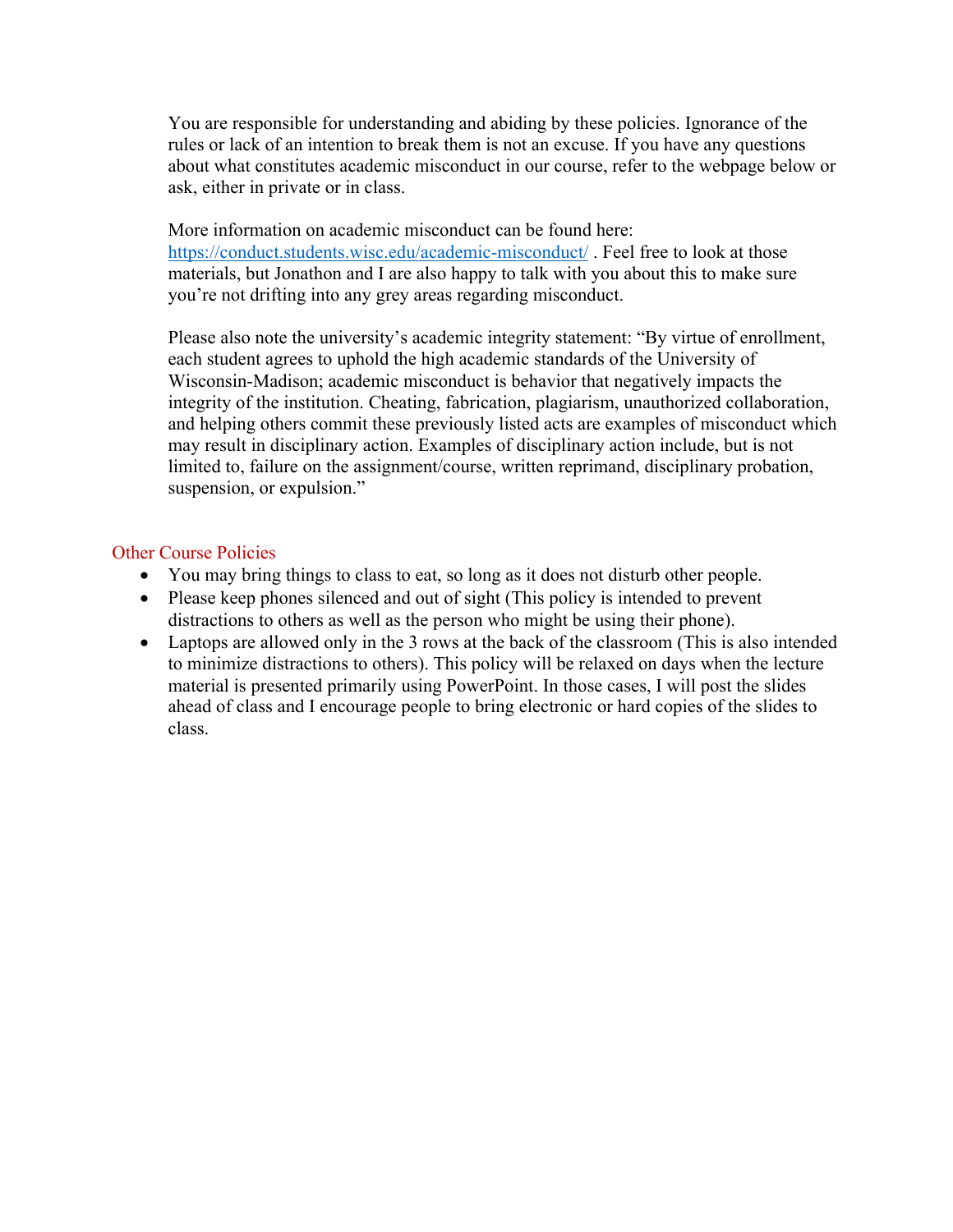You are responsible for understanding and abiding by these policies. Ignorance of the rules or lack of an intention to break them is not an excuse. If you have any questions about what constitutes academic misconduct in our course, refer to the webpage below or ask, either in private or in class.

More information on academic misconduct can be found here: https://conduct.students.wisc.edu/academic-misconduct/ . Feel free to look at those materials, but Jonathon and I are also happy to talk with you about this to make sure you're not drifting into any grey areas regarding misconduct.

Please also note the university's academic integrity statement: "By virtue of enrollment, each student agrees to uphold the high academic standards of the University of Wisconsin-Madison; academic misconduct is behavior that negatively impacts the integrity of the institution. Cheating, fabrication, plagiarism, unauthorized collaboration, and helping others commit these previously listed acts are examples of misconduct which may result in disciplinary action. Examples of disciplinary action include, but is not limited to, failure on the assignment/course, written reprimand, disciplinary probation, suspension, or expulsion."

## Other Course Policies

- You may bring things to class to eat, so long as it does not disturb other people.
- Please keep phones silenced and out of sight (This policy is intended to prevent distractions to others as well as the person who might be using their phone).
- Laptops are allowed only in the 3 rows at the back of the classroom (This is also intended to minimize distractions to others). This policy will be relaxed on days when the lecture material is presented primarily using PowerPoint. In those cases, I will post the slides ahead of class and I encourage people to bring electronic or hard copies of the slides to class.